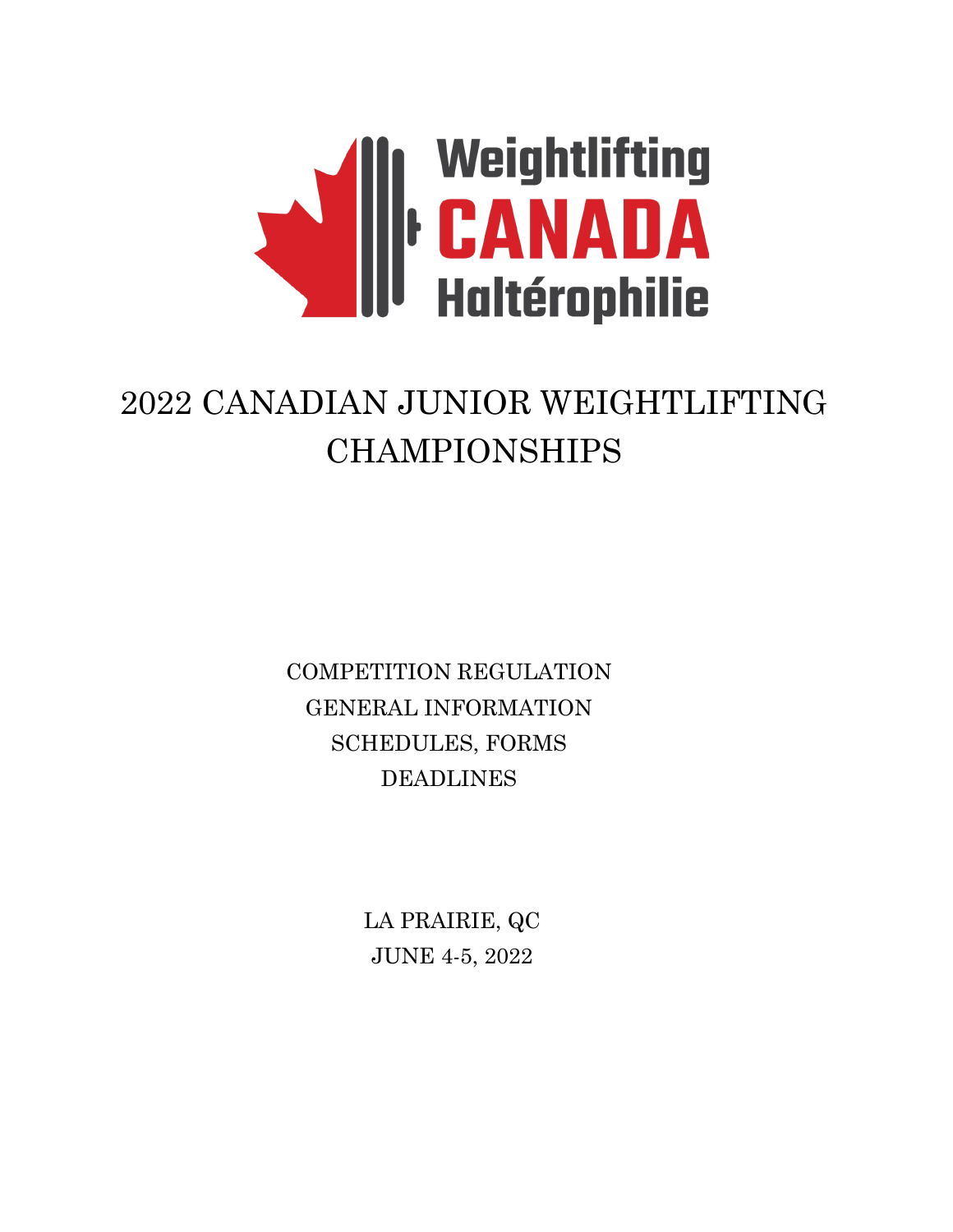Weightlifting CANADA Haltérophilie

# 2022 CANADIAN JUNIOR WEIGHTLIFTING CHAMPIONSHIPS

COMPETITION REGULATION
GENERAL INFORMATION
SCHEDULES, FORMS
DEADLINES

LA PRAIRIE, QC
JUNE 4-5, 2022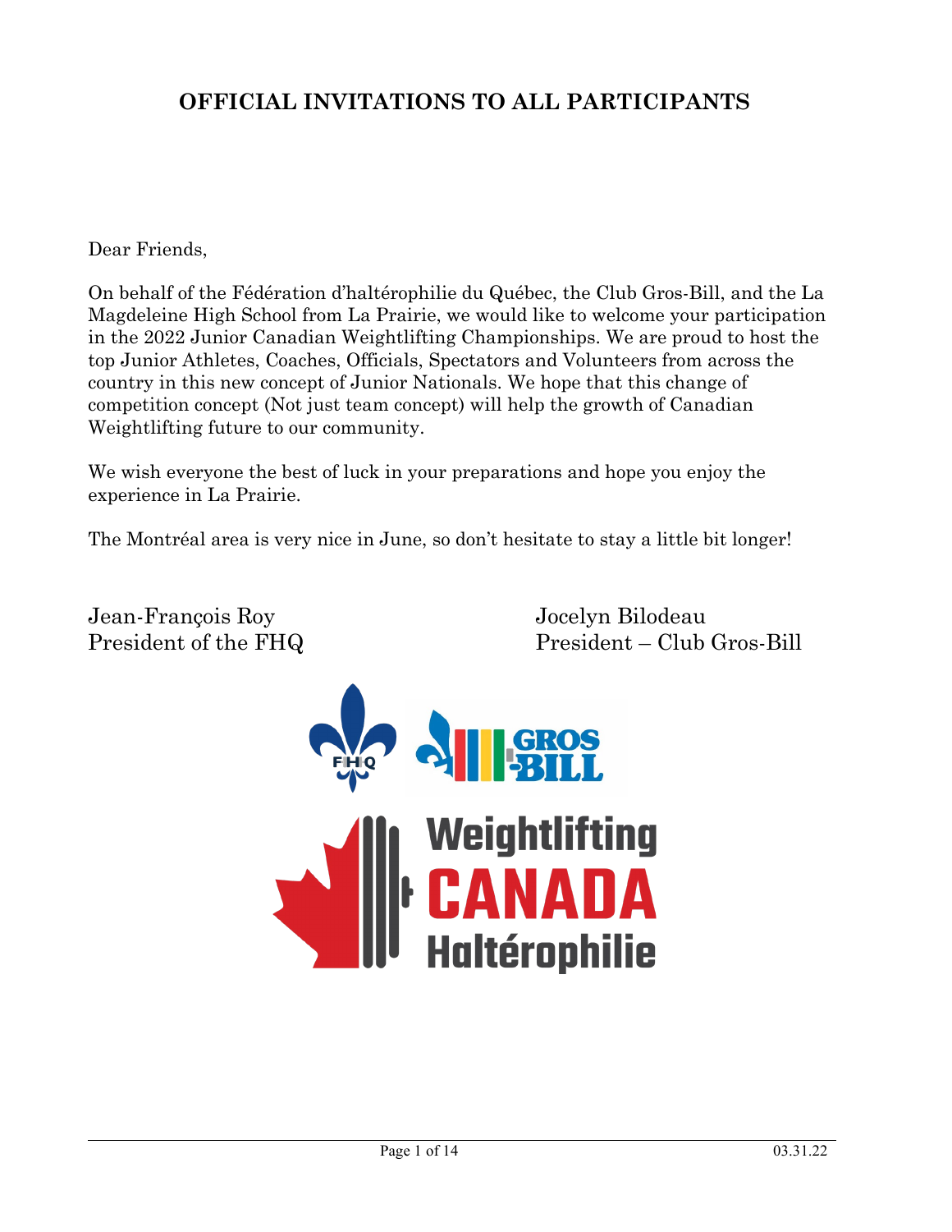# OFFICIAL INVITATIONS TO ALL PARTICIPANTS

Dear Friends,

On behalf of the Fédération d'haltérophilie du Québec, the Club Gros-Bill, and the La Magdeleine High School from La Prairie, we would like to welcome your participation in the 2022 Junior Canadian Weightlifting Championships. We are proud to host the top Junior Athletes, Coaches, Officials, Spectators and Volunteers from across the country in this new concept of Junior Nationals. We hope that this change of competition concept (Not just team concept) will help the growth of Canadian Weightlifting future to our community.

We wish everyone the best of luck in your preparations and hope you enjoy the experience in La Prairie.

The Montréal area is very nice in June, so don't hesitate to stay a little bit longer!

Jean-François Roy
President of the FHQ

Jocelyn Bilodeau
President – Club Gros-Bill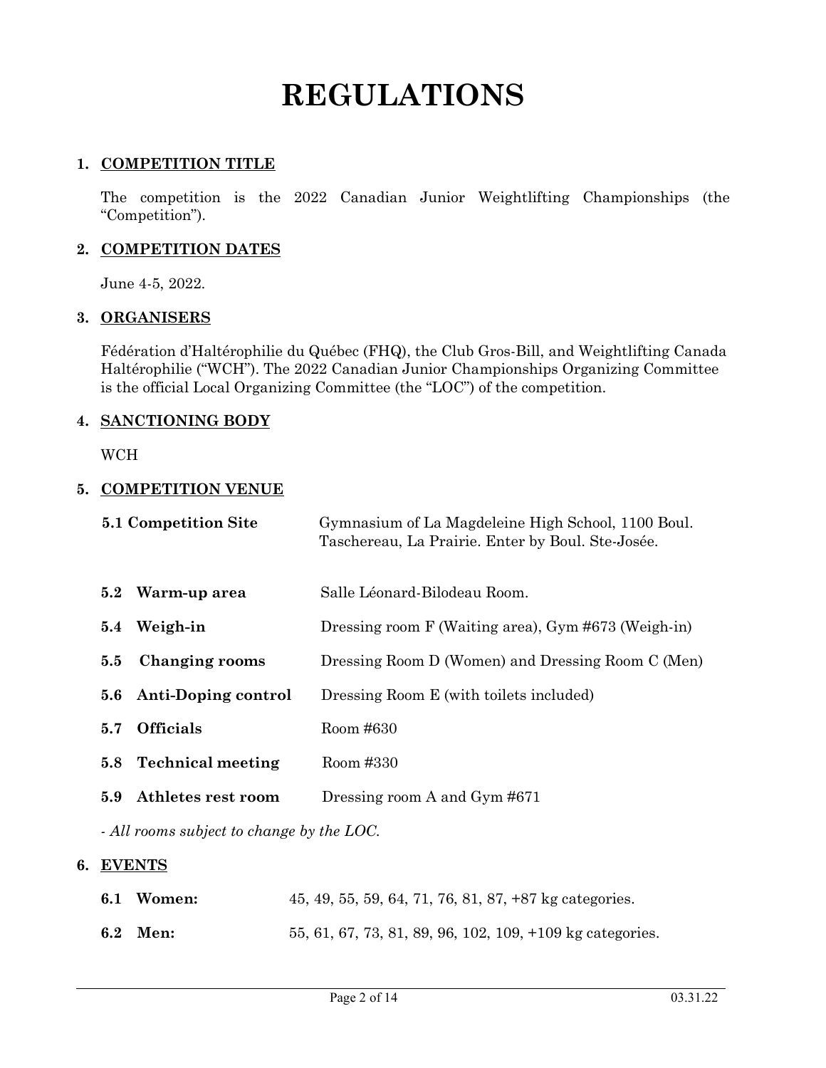# REGULATIONS

## 1. COMPETITION TITLE

The competition is the 2022 Canadian Junior Weightlifting Championships (the "Competition").

## 2. COMPETITION DATES

June 4-5, 2022.

## 3. ORGANISERS

Fédération d'Haltérophilie du Québec (FHQ), the Club Gros-Bill, and Weightlifting Canada Haltérophilie ("WCH"). The 2022 Canadian Junior Championships Organizing Committee is the official Local Organizing Committee (the "LOC") of the competition.

## 4. SANCTIONING BODY

WCH

## 5. COMPETITION VENUE

| | |
|---|---|
| **5.1 Competition Site** | Gymnasium of La Magdeleine High School, 1100 Boul. Taschereau, La Prairie. Enter by Boul. Ste-Josée. |
| **5.2 Warm-up area** | Salle Léonard-Bilodeau Room. |
| **5.4 Weigh-in** | Dressing room F (Waiting area), Gym #673 (Weigh-in) |
| **5.5 Changing rooms** | Dressing Room D (Women) and Dressing Room C (Men) |
| **5.6 Anti-Doping control** | Dressing Room E (with toilets included) |
| **5.7 Officials** | Room #630 |
| **5.8 Technical meeting** | Room #330 |
| **5.9 Athletes rest room** | Dressing room A and Gym #671 |

*- All rooms subject to change by the LOC.*

## 6. EVENTS

| | |
|---|---|
| **6.1 Women:** | 45, 49, 55, 59, 64, 71, 76, 81, 87, +87 kg categories. |
| **6.2 Men:** | 55, 61, 67, 73, 81, 89, 96, 102, 109, +109 kg categories. |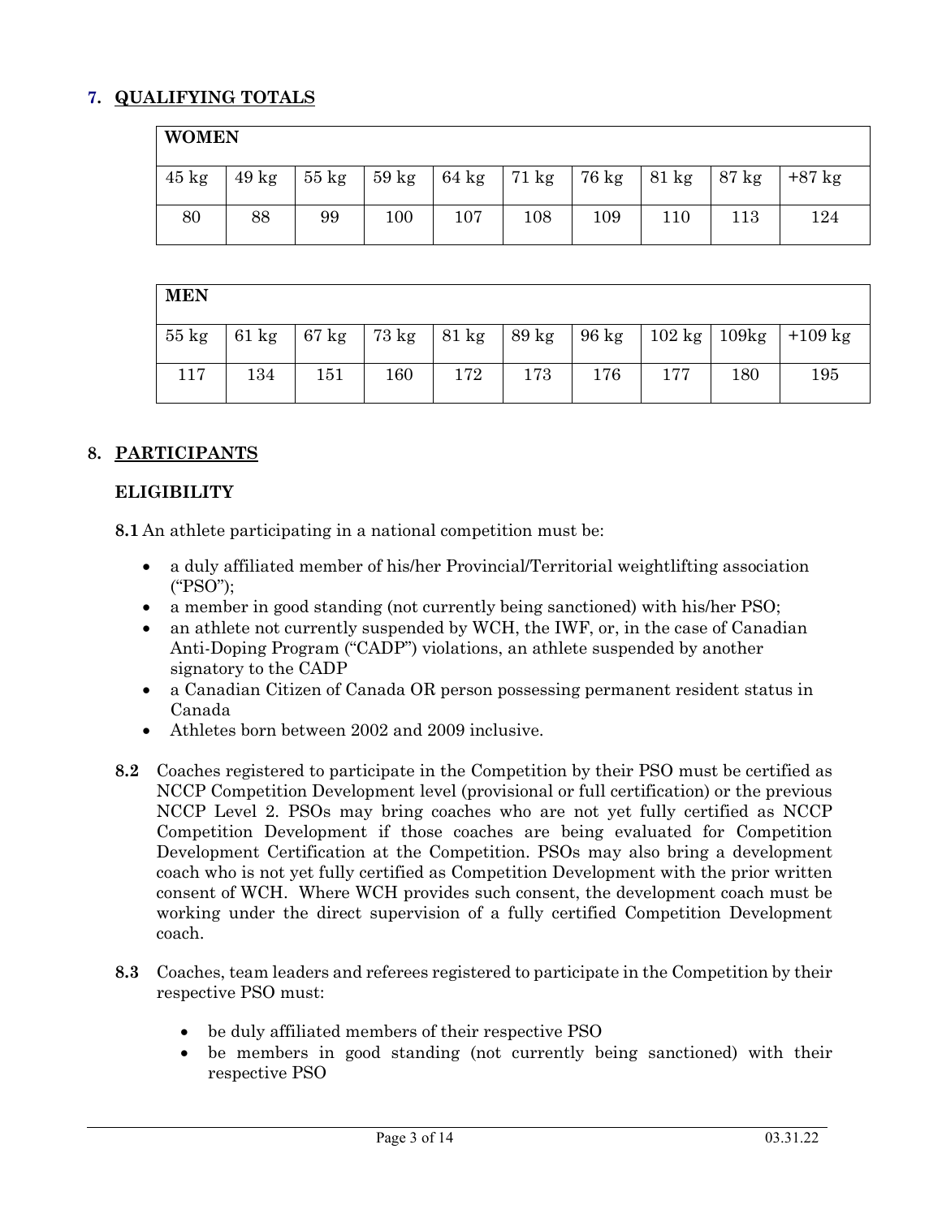## 7. QUALIFYING TOTALS

| WOMEN | | | | | | | | | |
|---|---|---|---|---|---|---|---|---|---|
| 45 kg | 49 kg | 55 kg | 59 kg | 64 kg | 71 kg | 76 kg | 81 kg | 87 kg | +87 kg |
| 80 | 88 | 99 | 100 | 107 | 108 | 109 | 110 | 113 | 124 |

| MEN | | | | | | | | | |
|---|---|---|---|---|---|---|---|---|---|
| 55 kg | 61 kg | 67 kg | 73 kg | 81 kg | 89 kg | 96 kg | 102 kg | 109kg | +109 kg |
| 117 | 134 | 151 | 160 | 172 | 173 | 176 | 177 | 180 | 195 |

## 8. PARTICIPANTS

### ELIGIBILITY

**8.1** An athlete participating in a national competition must be:

- a duly affiliated member of his/her Provincial/Territorial weightlifting association ("PSO");
- a member in good standing (not currently being sanctioned) with his/her PSO;
- an athlete not currently suspended by WCH, the IWF, or, in the case of Canadian Anti-Doping Program ("CADP") violations, an athlete suspended by another signatory to the CADP
- a Canadian Citizen of Canada OR person possessing permanent resident status in Canada
- Athletes born between 2002 and 2009 inclusive.

**8.2** Coaches registered to participate in the Competition by their PSO must be certified as NCCP Competition Development level (provisional or full certification) or the previous NCCP Level 2. PSOs may bring coaches who are not yet fully certified as NCCP Competition Development if those coaches are being evaluated for Competition Development Certification at the Competition. PSOs may also bring a development coach who is not yet fully certified as Competition Development with the prior written consent of WCH. Where WCH provides such consent, the development coach must be working under the direct supervision of a fully certified Competition Development coach.

**8.3** Coaches, team leaders and referees registered to participate in the Competition by their respective PSO must:

- be duly affiliated members of their respective PSO
- be members in good standing (not currently being sanctioned) with their respective PSO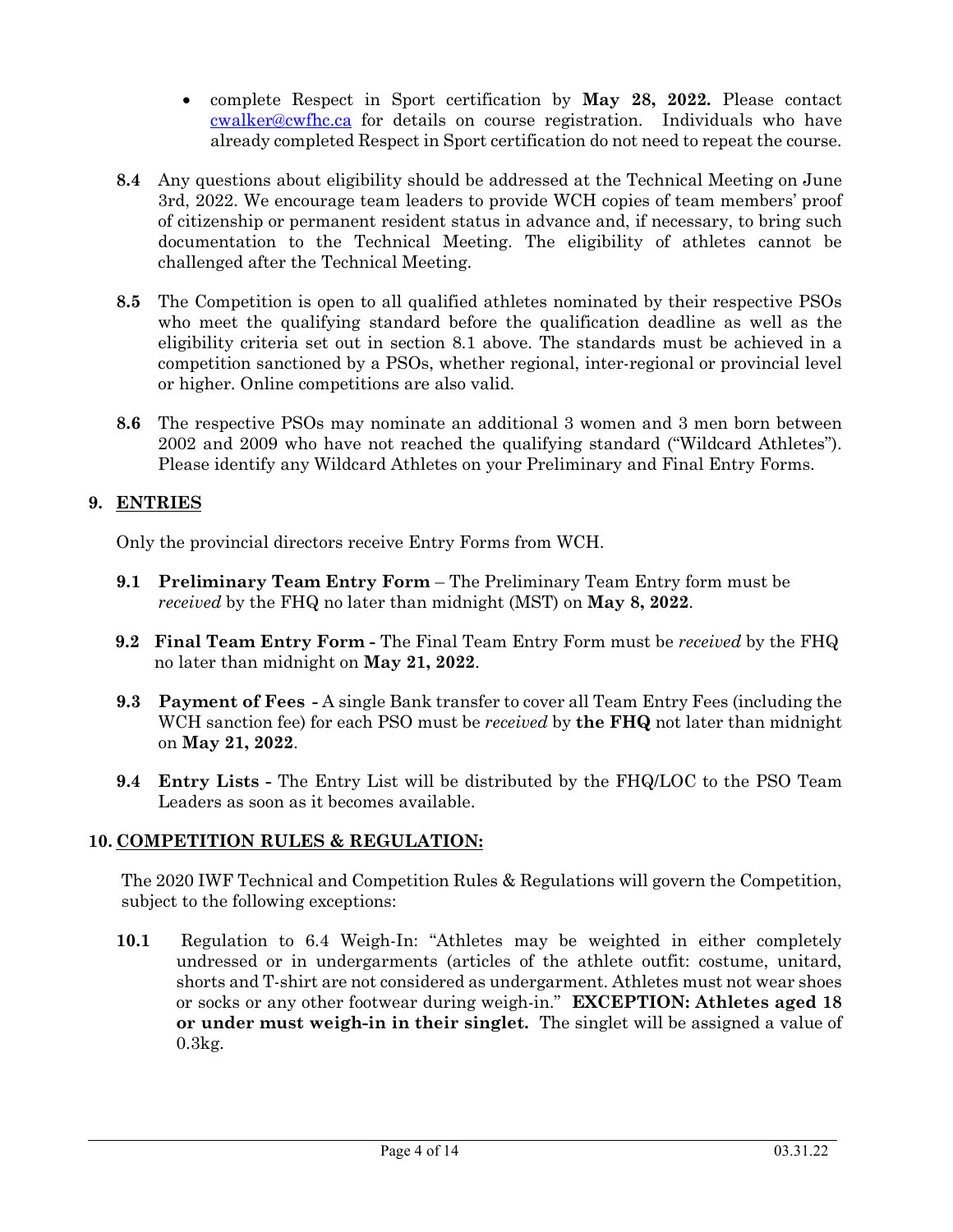- complete Respect in Sport certification by **May 28, 2022.** Please contact cwalker@cwfhc.ca for details on course registration. Individuals who have already completed Respect in Sport certification do not need to repeat the course.

**8.4** Any questions about eligibility should be addressed at the Technical Meeting on June 3rd, 2022. We encourage team leaders to provide WCH copies of team members' proof of citizenship or permanent resident status in advance and, if necessary, to bring such documentation to the Technical Meeting. The eligibility of athletes cannot be challenged after the Technical Meeting.

**8.5** The Competition is open to all qualified athletes nominated by their respective PSOs who meet the qualifying standard before the qualification deadline as well as the eligibility criteria set out in section 8.1 above. The standards must be achieved in a competition sanctioned by a PSOs, whether regional, inter-regional or provincial level or higher. Online competitions are also valid.

**8.6** The respective PSOs may nominate an additional 3 women and 3 men born between 2002 and 2009 who have not reached the qualifying standard ("Wildcard Athletes"). Please identify any Wildcard Athletes on your Preliminary and Final Entry Forms.

## 9. ENTRIES

Only the provincial directors receive Entry Forms from WCH.

**9.1 Preliminary Team Entry Form** – The Preliminary Team Entry form must be *received* by the FHQ no later than midnight (MST) on **May 8, 2022**.

**9.2 Final Team Entry Form -** The Final Team Entry Form must be *received* by the FHQ no later than midnight on **May 21, 2022**.

**9.3 Payment of Fees -** A single Bank transfer to cover all Team Entry Fees (including the WCH sanction fee) for each PSO must be *received* by **the FHQ** not later than midnight on **May 21, 2022**.

**9.4 Entry Lists -** The Entry List will be distributed by the FHQ/LOC to the PSO Team Leaders as soon as it becomes available.

## 10. COMPETITION RULES & REGULATION:

The 2020 IWF Technical and Competition Rules & Regulations will govern the Competition, subject to the following exceptions:

**10.1** Regulation to 6.4 Weigh-In: "Athletes may be weighted in either completely undressed or in undergarments (articles of the athlete outfit: costume, unitard, shorts and T-shirt are not considered as undergarment. Athletes must not wear shoes or socks or any other footwear during weigh-in." **EXCEPTION: Athletes aged 18 or under must weigh-in in their singlet.** The singlet will be assigned a value of 0.3kg.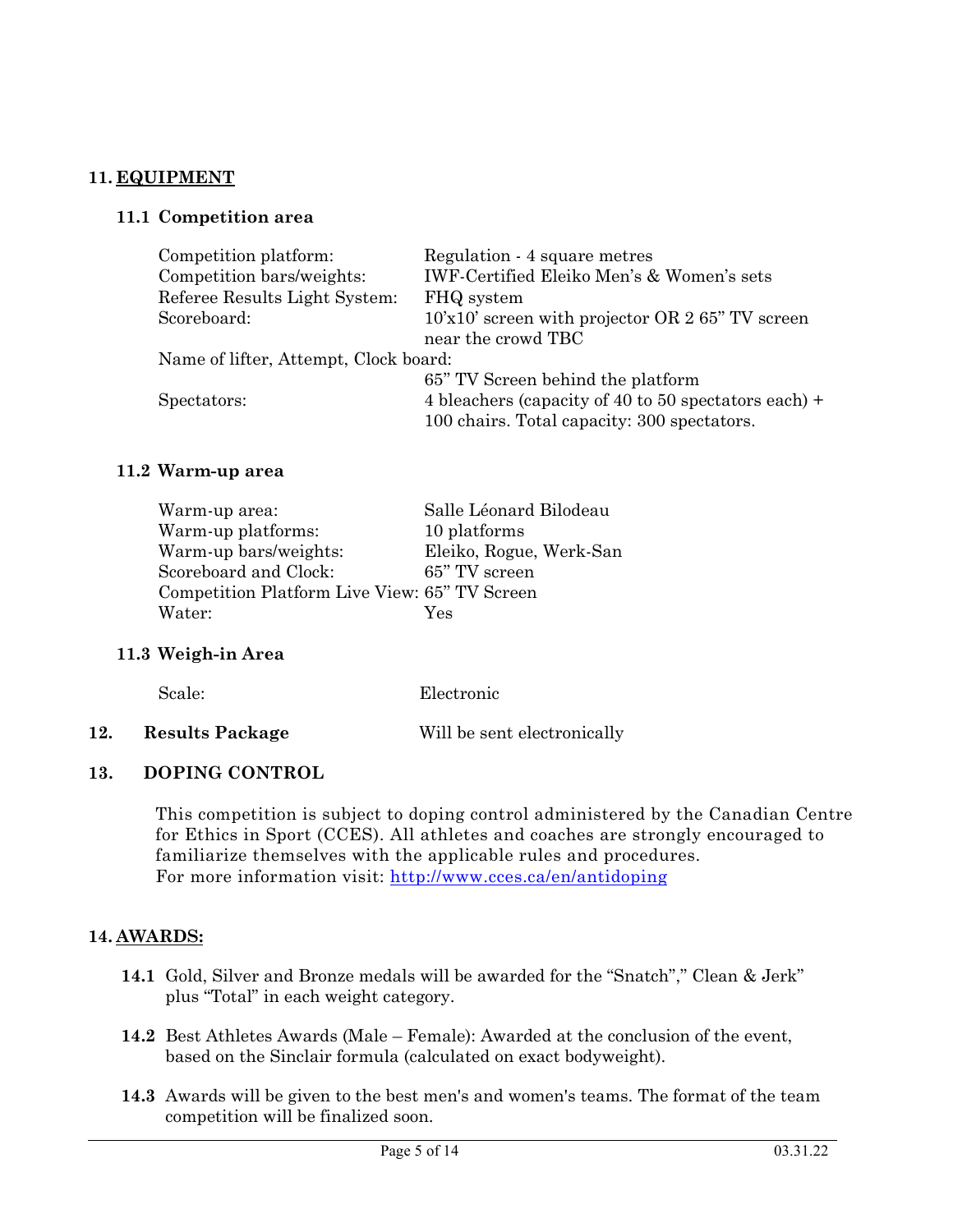## 11. EQUIPMENT

### 11.1 Competition area

| | |
|---|---|
| Competition platform: | Regulation - 4 square metres |
| Competition bars/weights: | IWF-Certified Eleiko Men's & Women's sets |
| Referee Results Light System: | FHQ system |
| Scoreboard: | 10'x10' screen with projector OR 2 65" TV screen near the crowd TBC |
| Name of lifter, Attempt, Clock board: | 65" TV Screen behind the platform |
| Spectators: | 4 bleachers (capacity of 40 to 50 spectators each) + 100 chairs. Total capacity: 300 spectators. |

### 11.2 Warm-up area

| | |
|---|---|
| Warm-up area: | Salle Léonard Bilodeau |
| Warm-up platforms: | 10 platforms |
| Warm-up bars/weights: | Eleiko, Rogue, Werk-San |
| Scoreboard and Clock: | 65" TV screen |
| Competition Platform Live View: | 65" TV Screen |
| Water: | Yes |

### 11.3 Weigh-in Area

Scale: Electronic

## 12. Results Package

Will be sent electronically

## 13. DOPING CONTROL

This competition is subject to doping control administered by the Canadian Centre for Ethics in Sport (CCES). All athletes and coaches are strongly encouraged to familiarize themselves with the applicable rules and procedures.
For more information visit: http://www.cces.ca/en/antidoping

## 14. AWARDS:

**14.1** Gold, Silver and Bronze medals will be awarded for the "Snatch"," Clean & Jerk" plus "Total" in each weight category.

**14.2** Best Athletes Awards (Male – Female): Awarded at the conclusion of the event, based on the Sinclair formula (calculated on exact bodyweight).

**14.3** Awards will be given to the best men's and women's teams. The format of the team competition will be finalized soon.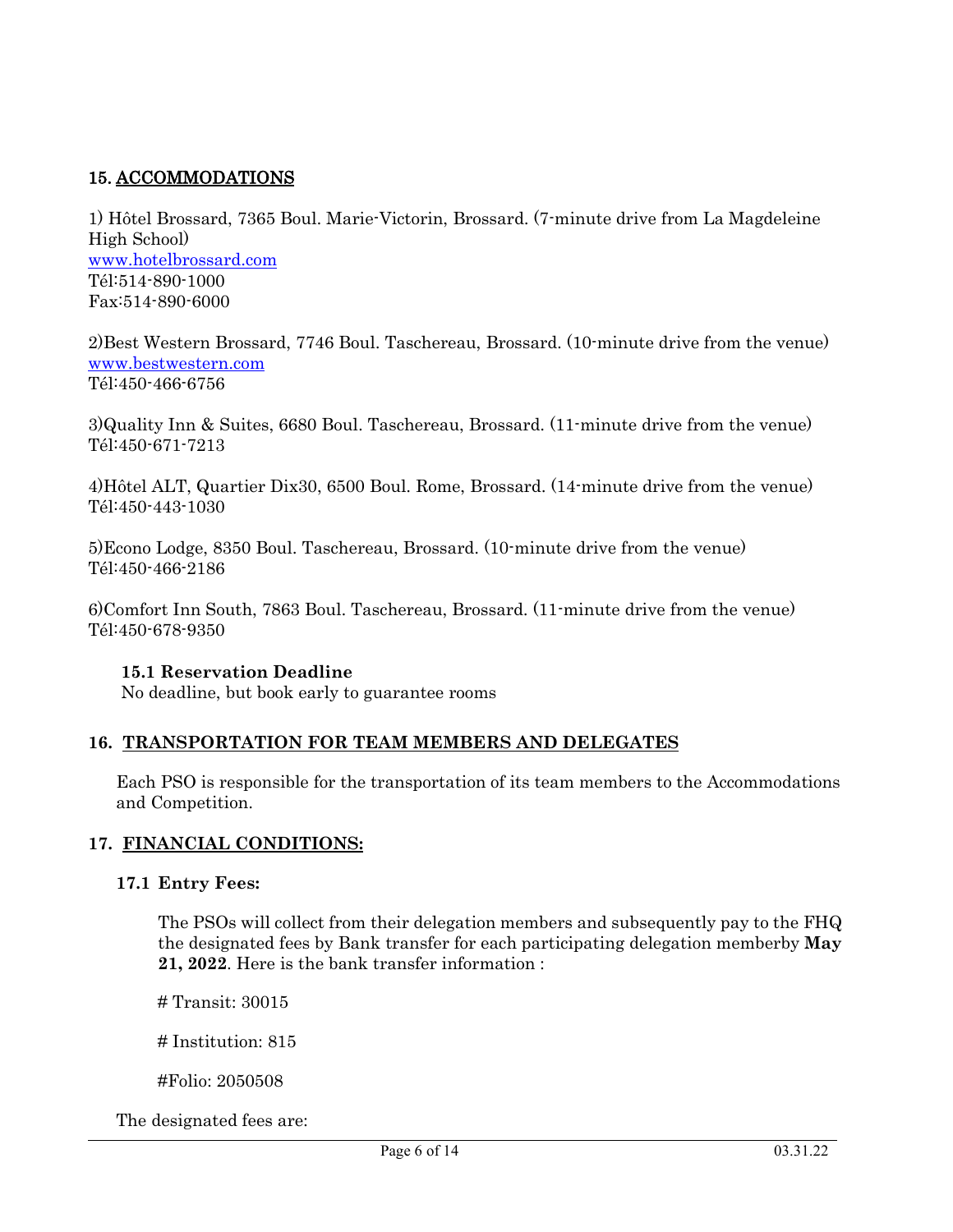## 15. ACCOMMODATIONS

1) Hôtel Brossard, 7365 Boul. Marie-Victorin, Brossard. (7-minute drive from La Magdeleine High School)
www.hotelbrossard.com
Tél:514-890-1000
Fax:514-890-6000

2)Best Western Brossard, 7746 Boul. Taschereau, Brossard. (10-minute drive from the venue)
www.bestwestern.com
Tél:450-466-6756

3)Quality Inn & Suites, 6680 Boul. Taschereau, Brossard. (11-minute drive from the venue)
Tél:450-671-7213

4)Hôtel ALT, Quartier Dix30, 6500 Boul. Rome, Brossard. (14-minute drive from the venue)
Tél:450-443-1030

5)Econo Lodge, 8350 Boul. Taschereau, Brossard. (10-minute drive from the venue)
Tél:450-466-2186

6)Comfort Inn South, 7863 Boul. Taschereau, Brossard. (11-minute drive from the venue)
Tél:450-678-9350

### 15.1 Reservation Deadline

No deadline, but book early to guarantee rooms

## 16. TRANSPORTATION FOR TEAM MEMBERS AND DELEGATES

Each PSO is responsible for the transportation of its team members to the Accommodations and Competition.

## 17. FINANCIAL CONDITIONS:

### 17.1 Entry Fees:

The PSOs will collect from their delegation members and subsequently pay to the FHQ the designated fees by Bank transfer for each participating delegation memberby **May 21, 2022**. Here is the bank transfer information :

# Transit: 30015

# Institution: 815

#Folio: 2050508

The designated fees are: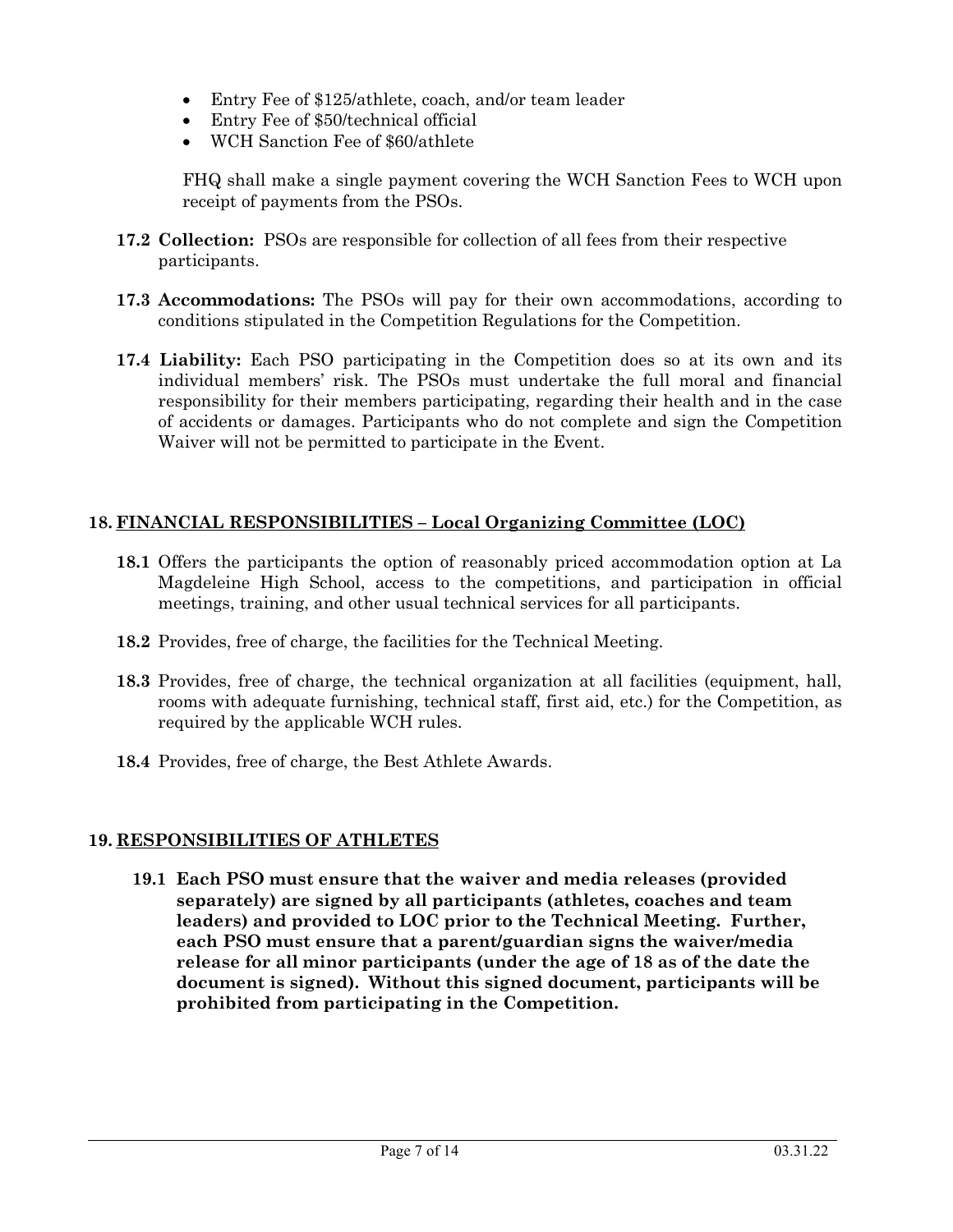- Entry Fee of $125/athlete, coach, and/or team leader
- Entry Fee of $50/technical official
- WCH Sanction Fee of $60/athlete

FHQ shall make a single payment covering the WCH Sanction Fees to WCH upon receipt of payments from the PSOs.

**17.2 Collection:** PSOs are responsible for collection of all fees from their respective participants.

**17.3 Accommodations:** The PSOs will pay for their own accommodations, according to conditions stipulated in the Competition Regulations for the Competition.

**17.4 Liability:** Each PSO participating in the Competition does so at its own and its individual members' risk. The PSOs must undertake the full moral and financial responsibility for their members participating, regarding their health and in the case of accidents or damages. Participants who do not complete and sign the Competition Waiver will not be permitted to participate in the Event.

## 18. FINANCIAL RESPONSIBILITIES – Local Organizing Committee (LOC)

**18.1** Offers the participants the option of reasonably priced accommodation option at La Magdeleine High School, access to the competitions, and participation in official meetings, training, and other usual technical services for all participants.

**18.2** Provides, free of charge, the facilities for the Technical Meeting.

**18.3** Provides, free of charge, the technical organization at all facilities (equipment, hall, rooms with adequate furnishing, technical staff, first aid, etc.) for the Competition, as required by the applicable WCH rules.

**18.4** Provides, free of charge, the Best Athlete Awards.

## 19. RESPONSIBILITIES OF ATHLETES

**19.1 Each PSO must ensure that the waiver and media releases (provided separately) are signed by all participants (athletes, coaches and team leaders) and provided to LOC prior to the Technical Meeting. Further, each PSO must ensure that a parent/guardian signs the waiver/media release for all minor participants (under the age of 18 as of the date the document is signed). Without this signed document, participants will be prohibited from participating in the Competition.**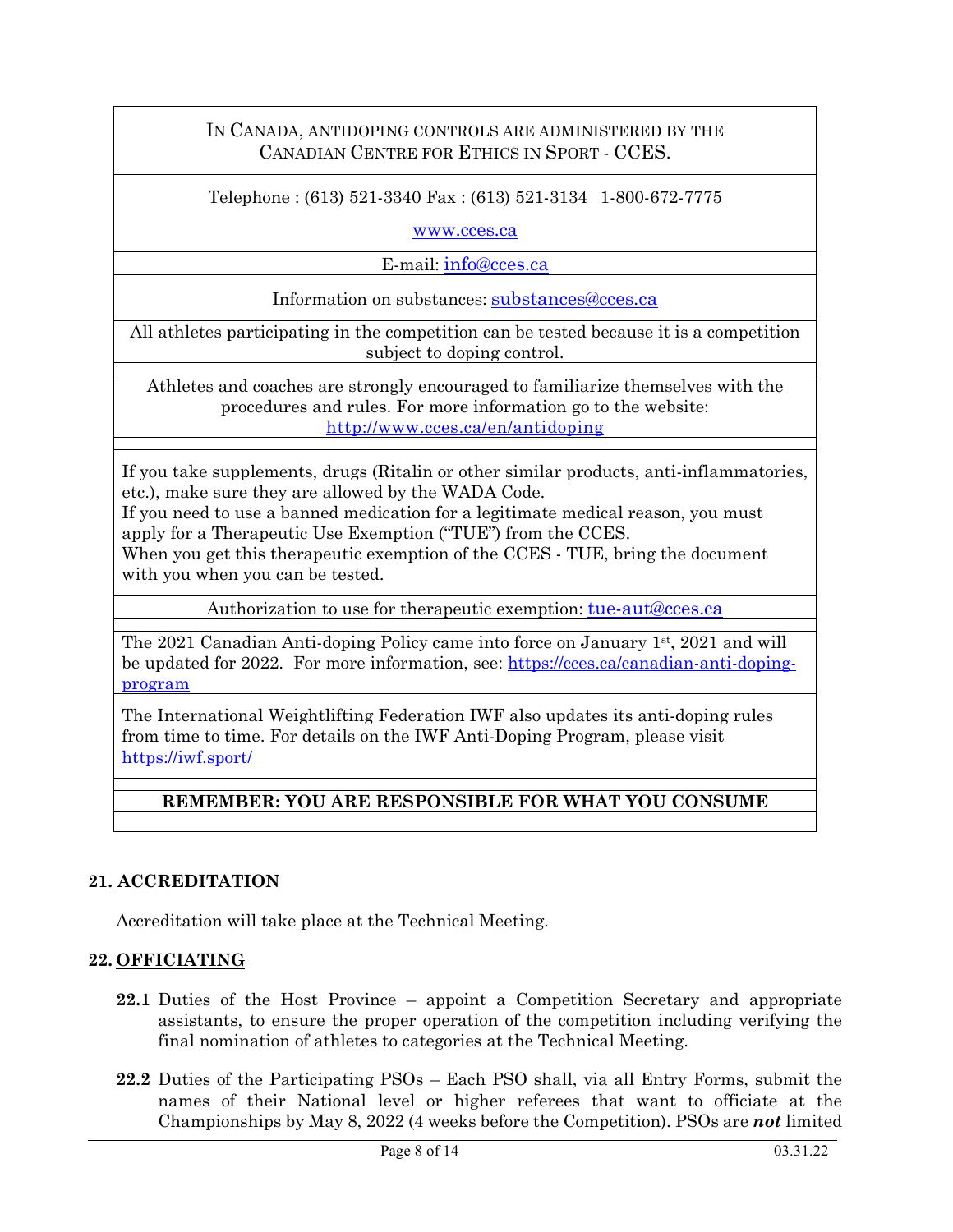| In Canada, antidoping controls are administered by the Canadian Centre for Ethics in Sport - CCES. |
|---|
| Telephone : (613) 521-3340 Fax : (613) 521-3134 1-800-672-7775<br>www.cces.ca |
| E-mail: info@cces.ca |
| Information on substances: substances@cces.ca |
| All athletes participating in the competition can be tested because it is a competition subject to doping control. |
| |
| Athletes and coaches are strongly encouraged to familiarize themselves with the procedures and rules. For more information go to the website: http://www.cces.ca/en/antidoping |
| |
| If you take supplements, drugs (Ritalin or other similar products, anti-inflammatories, etc.), make sure they are allowed by the WADA Code.<br>If you need to use a banned medication for a legitimate medical reason, you must apply for a Therapeutic Use Exemption ("TUE") from the CCES.<br>When you get this therapeutic exemption of the CCES - TUE, bring the document with you when you can be tested. |
| Authorization to use for therapeutic exemption: tue-aut@cces.ca |
| |
| The 2021 Canadian Anti-doping Policy came into force on January 1st, 2021 and will be updated for 2022. For more information, see: https://cces.ca/canadian-anti-doping-program |
| The International Weightlifting Federation IWF also updates its anti-doping rules from time to time. For details on the IWF Anti-Doping Program, please visit https://iwf.sport/ |
| |
| **REMEMBER: YOU ARE RESPONSIBLE FOR WHAT YOU CONSUME** |
| |

## 21. ACCREDITATION

Accreditation will take place at the Technical Meeting.

## 22. OFFICIATING

**22.1** Duties of the Host Province – appoint a Competition Secretary and appropriate assistants, to ensure the proper operation of the competition including verifying the final nomination of athletes to categories at the Technical Meeting.

**22.2** Duties of the Participating PSOs – Each PSO shall, via all Entry Forms, submit the names of their National level or higher referees that want to officiate at the Championships by May 8, 2022 (4 weeks before the Competition). PSOs are ***not*** limited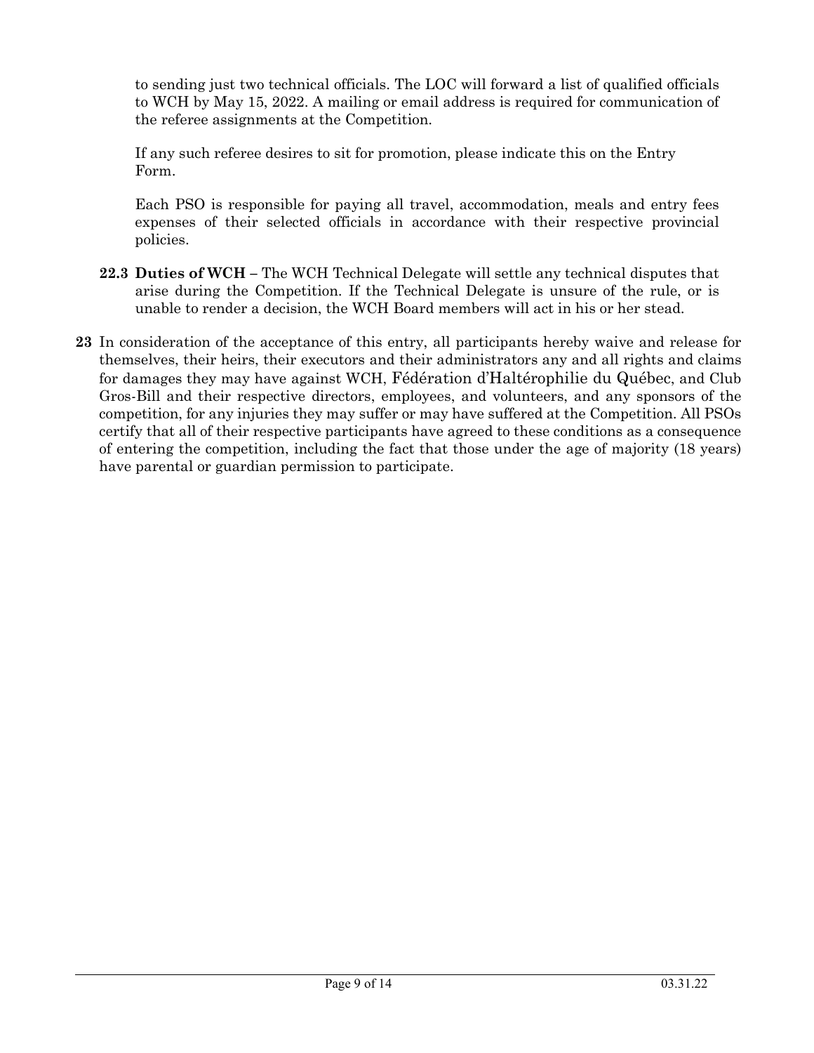to sending just two technical officials. The LOC will forward a list of qualified officials to WCH by May 15, 2022. A mailing or email address is required for communication of the referee assignments at the Competition.

If any such referee desires to sit for promotion, please indicate this on the Entry Form.

Each PSO is responsible for paying all travel, accommodation, meals and entry fees expenses of their selected officials in accordance with their respective provincial policies.

**22.3 Duties of WCH** – The WCH Technical Delegate will settle any technical disputes that arise during the Competition. If the Technical Delegate is unsure of the rule, or is unable to render a decision, the WCH Board members will act in his or her stead.

**23** In consideration of the acceptance of this entry, all participants hereby waive and release for themselves, their heirs, their executors and their administrators any and all rights and claims for damages they may have against WCH, Fédération d'Haltérophilie du Québec, and Club Gros-Bill and their respective directors, employees, and volunteers, and any sponsors of the competition, for any injuries they may suffer or may have suffered at the Competition. All PSOs certify that all of their respective participants have agreed to these conditions as a consequence of entering the competition, including the fact that those under the age of majority (18 years) have parental or guardian permission to participate.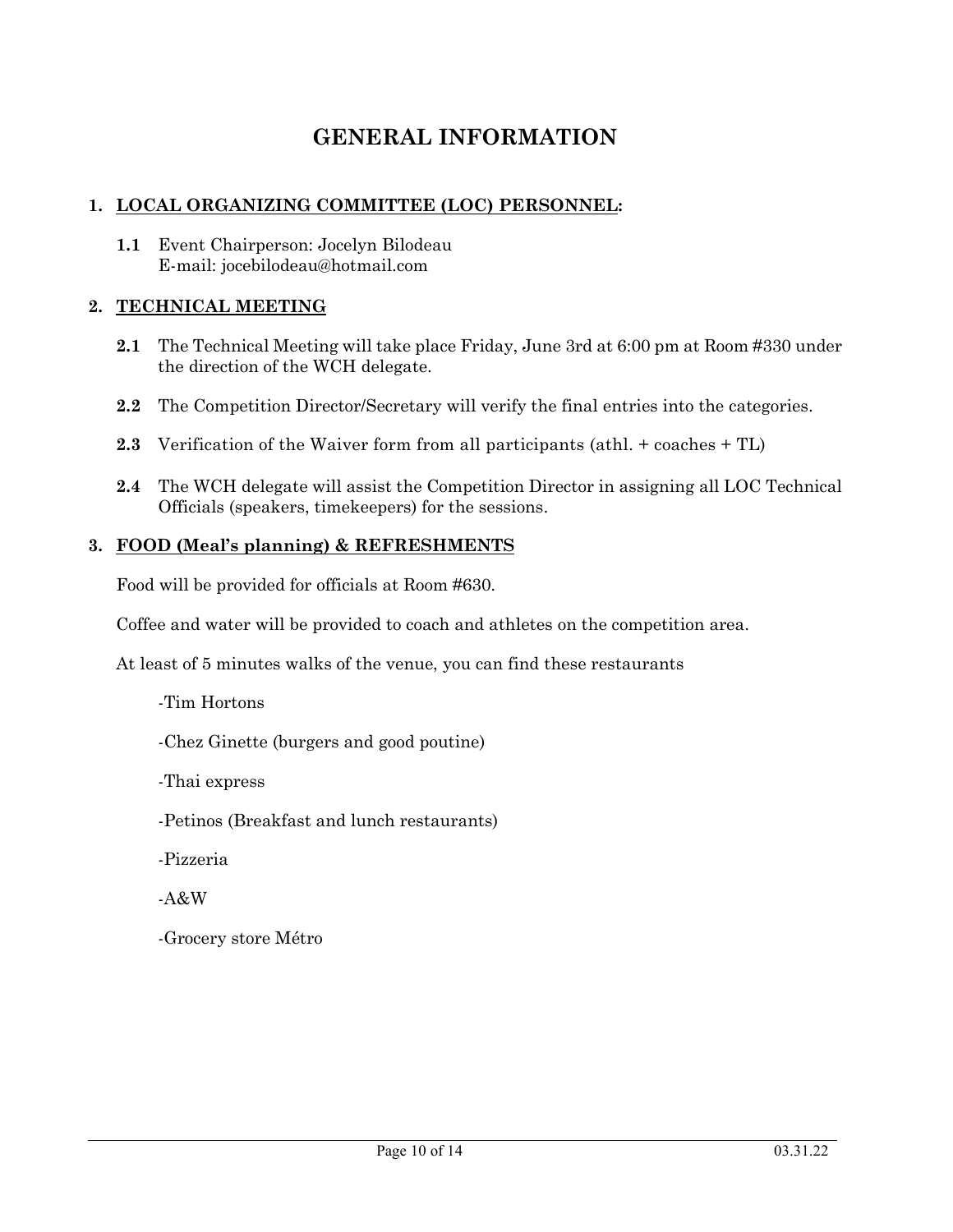# GENERAL INFORMATION

## 1. LOCAL ORGANIZING COMMITTEE (LOC) PERSONNEL:

**1.1** Event Chairperson: Jocelyn Bilodeau
E-mail: jocebilodeau@hotmail.com

## 2. TECHNICAL MEETING

**2.1** The Technical Meeting will take place Friday, June 3rd at 6:00 pm at Room #330 under the direction of the WCH delegate.

**2.2** The Competition Director/Secretary will verify the final entries into the categories.

**2.3** Verification of the Waiver form from all participants (athl. + coaches + TL)

**2.4** The WCH delegate will assist the Competition Director in assigning all LOC Technical Officials (speakers, timekeepers) for the sessions.

## 3. FOOD (Meal's planning) & REFRESHMENTS

Food will be provided for officials at Room #630.

Coffee and water will be provided to coach and athletes on the competition area.

At least of 5 minutes walks of the venue, you can find these restaurants

-Tim Hortons

-Chez Ginette (burgers and good poutine)

-Thai express

-Petinos (Breakfast and lunch restaurants)

-Pizzeria

-A&W

-Grocery store Métro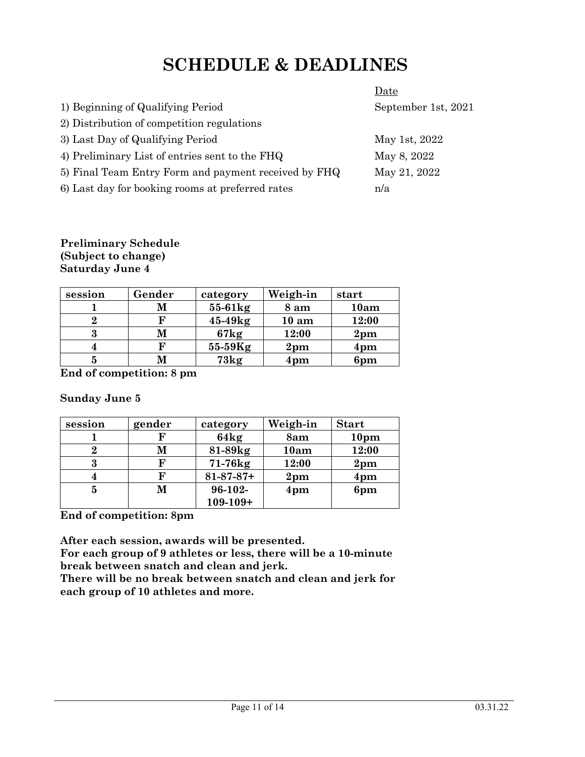# SCHEDULE & DEADLINES

| | Date |
|---|---|
| 1) Beginning of Qualifying Period | September 1st, 2021 |
| 2) Distribution of competition regulations | |
| 3) Last Day of Qualifying Period | May 1st, 2022 |
| 4) Preliminary List of entries sent to the FHQ | May 8, 2022 |
| 5) Final Team Entry Form and payment received by FHQ | May 21, 2022 |
| 6) Last day for booking rooms at preferred rates | n/a |

**Preliminary Schedule**
**(Subject to change)**
**Saturday June 4**

| session | Gender | category | Weigh-in | start |
|---|---|---|---|---|
| 1 | M | 55-61kg | 8 am | 10am |
| 2 | F | 45-49kg | 10 am | 12:00 |
| 3 | M | 67kg | 12:00 | 2pm |
| 4 | F | 55-59Kg | 2pm | 4pm |
| 5 | M | 73kg | 4pm | 6pm |

**End of competition: 8 pm**

**Sunday June 5**

| session | gender | category | Weigh-in | Start |
|---|---|---|---|---|
| 1 | F | 64kg | 8am | 10pm |
| 2 | M | 81-89kg | 10am | 12:00 |
| 3 | F | 71-76kg | 12:00 | 2pm |
| 4 | F | 81-87-87+ | 2pm | 4pm |
| 5 | M | 96-102-109-109+ | 4pm | 6pm |

**End of competition: 8pm**

**After each session, awards will be presented.**
**For each group of 9 athletes or less, there will be a 10-minute break between snatch and clean and jerk.**
**There will be no break between snatch and clean and jerk for each group of 10 athletes and more.**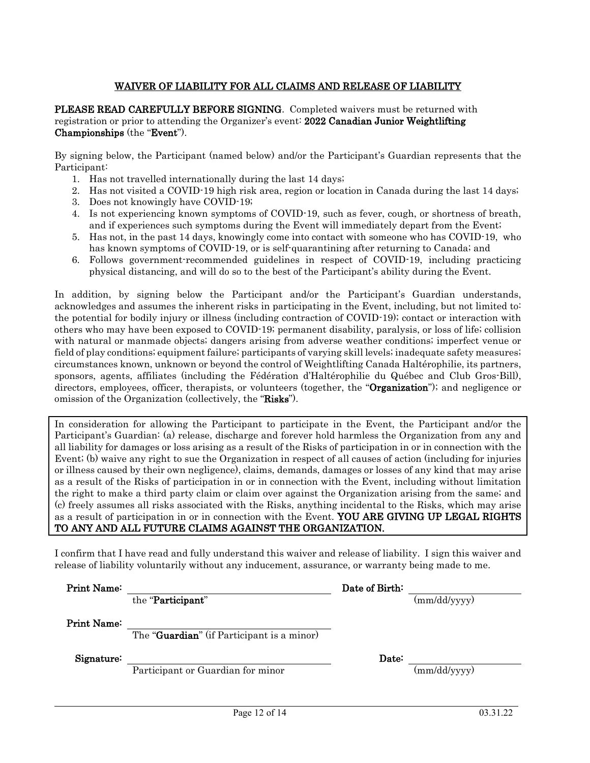## WAIVER OF LIABILITY FOR ALL CLAIMS AND RELEASE OF LIABILITY

**PLEASE READ CAREFULLY BEFORE SIGNING**. Completed waivers must be returned with registration or prior to attending the Organizer's event: **2022 Canadian Junior Weightlifting Championships** (the "**Event**").

By signing below, the Participant (named below) and/or the Participant's Guardian represents that the Participant:

1. Has not travelled internationally during the last 14 days;
2. Has not visited a COVID-19 high risk area, region or location in Canada during the last 14 days;
3. Does not knowingly have COVID-19;
4. Is not experiencing known symptoms of COVID-19, such as fever, cough, or shortness of breath, and if experiences such symptoms during the Event will immediately depart from the Event;
5. Has not, in the past 14 days, knowingly come into contact with someone who has COVID-19, who has known symptoms of COVID-19, or is self-quarantining after returning to Canada; and
6. Follows government-recommended guidelines in respect of COVID-19, including practicing physical distancing, and will do so to the best of the Participant's ability during the Event.

In addition, by signing below the Participant and/or the Participant's Guardian understands, acknowledges and assumes the inherent risks in participating in the Event, including, but not limited to: the potential for bodily injury or illness (including contraction of COVID-19); contact or interaction with others who may have been exposed to COVID-19; permanent disability, paralysis, or loss of life; collision with natural or manmade objects; dangers arising from adverse weather conditions; imperfect venue or field of play conditions; equipment failure; participants of varying skill levels; inadequate safety measures; circumstances known, unknown or beyond the control of Weightlifting Canada Haltérophilie, its partners, sponsors, agents, affiliates (including the Fédération d'Haltérophilie du Québec and Club Gros-Bill), directors, employees, officer, therapists, or volunteers (together, the "**Organization**"); and negligence or omission of the Organization (collectively, the "**Risks**").

In consideration for allowing the Participant to participate in the Event, the Participant and/or the Participant's Guardian: (a) release, discharge and forever hold harmless the Organization from any and all liability for damages or loss arising as a result of the Risks of participation in or in connection with the Event; (b) waive any right to sue the Organization in respect of all causes of action (including for injuries or illness caused by their own negligence), claims, demands, damages or losses of any kind that may arise as a result of the Risks of participation in or in connection with the Event, including without limitation the right to make a third party claim or claim over against the Organization arising from the same; and (c) freely assumes all risks associated with the Risks, anything incidental to the Risks, which may arise as a result of participation in or in connection with the Event. **YOU ARE GIVING UP LEGAL RIGHTS TO ANY AND ALL FUTURE CLAIMS AGAINST THE ORGANIZATION.**

I confirm that I have read and fully understand this waiver and release of liability. I sign this waiver and release of liability voluntarily without any inducement, assurance, or warranty being made to me.

**Print Name:** ______________________________ **Date of Birth:** ______________
the "**Participant**" (mm/dd/yyyy)

**Print Name:** ______________________________
The "**Guardian**" (if Participant is a minor)

**Signature:** ______________________________ **Date:** ______________
Participant or Guardian for minor (mm/dd/yyyy)

03.31.22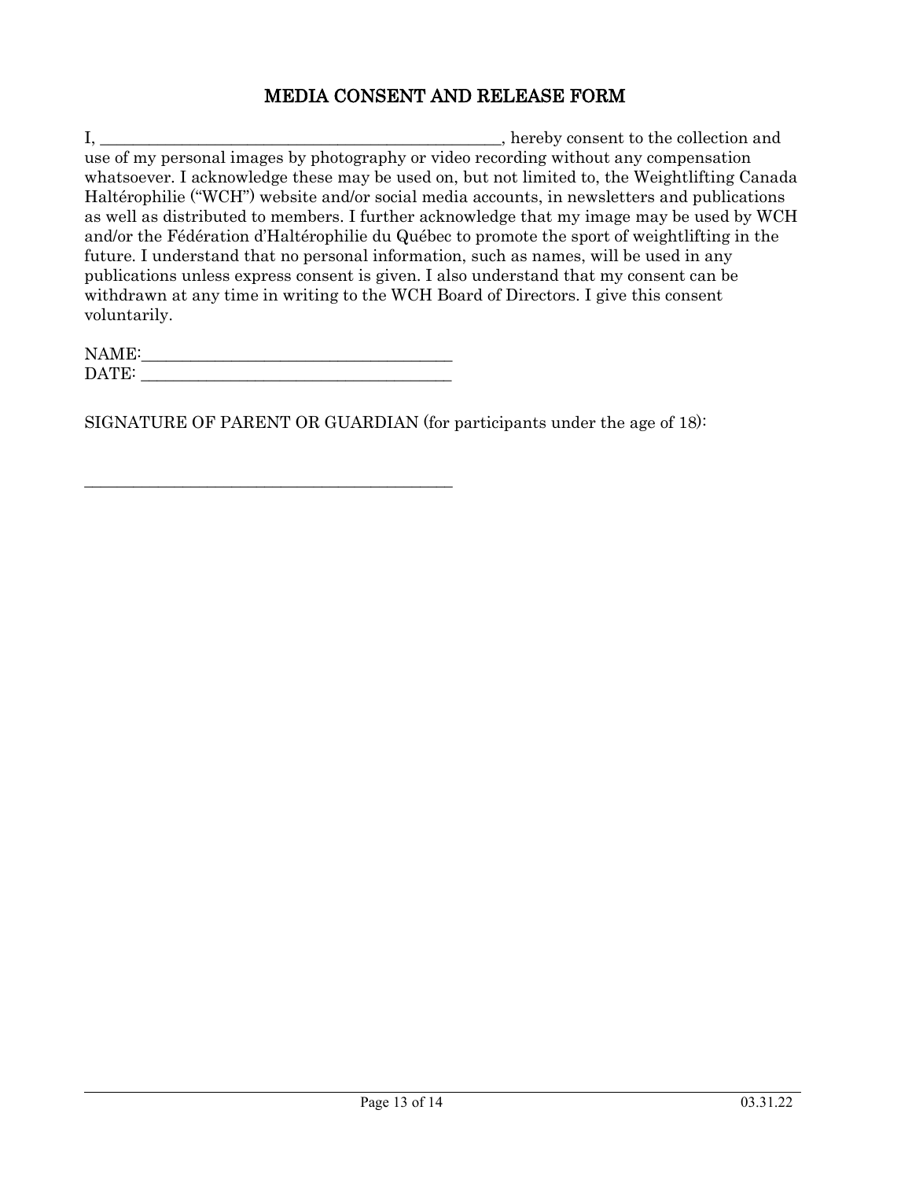## MEDIA CONSENT AND RELEASE FORM

I, _________________________________________________, hereby consent to the collection and use of my personal images by photography or video recording without any compensation whatsoever. I acknowledge these may be used on, but not limited to, the Weightlifting Canada Haltérophilie ("WCH") website and/or social media accounts, in newsletters and publications as well as distributed to members. I further acknowledge that my image may be used by WCH and/or the Fédération d'Haltérophilie du Québec to promote the sport of weightlifting in the future. I understand that no personal information, such as names, will be used in any publications unless express consent is given. I also understand that my consent can be withdrawn at any time in writing to the WCH Board of Directors. I give this consent voluntarily.

NAME:_____________________________________
DATE: _____________________________________

SIGNATURE OF PARENT OR GUARDIAN (for participants under the age of 18):

_____________________________________________